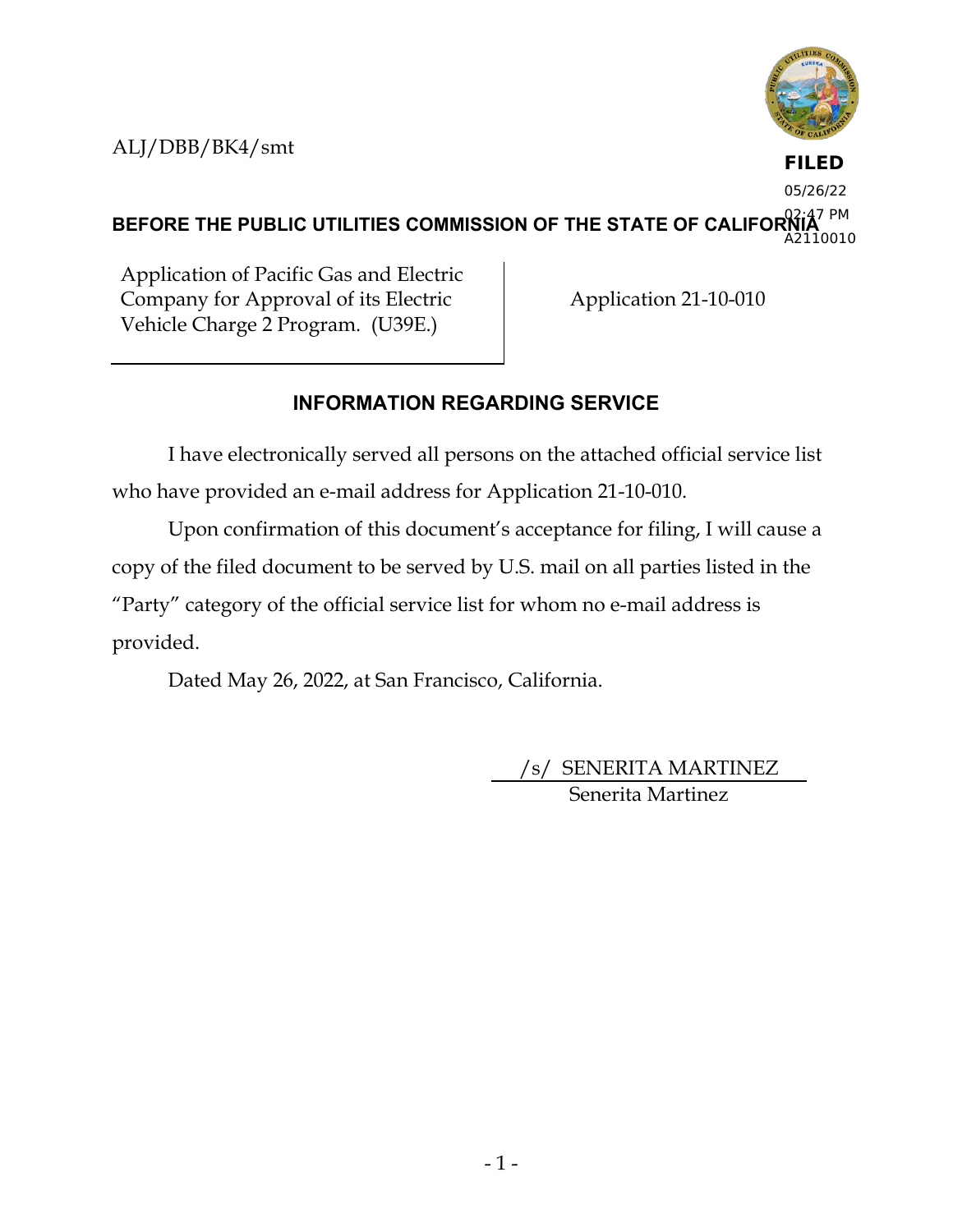ALJ/DBB/BK4/smt

**FILED**
05/26/22
02:47 PM
A2110010

**BEFORE THE PUBLIC UTILITIES COMMISSION OF THE STATE OF CALIFORNIA**

| Application of Pacific Gas and Electric Company for Approval of its Electric Vehicle Charge 2 Program. (U39E.) | Application 21-10-010 |
|---|---|

## INFORMATION REGARDING SERVICE

I have electronically served all persons on the attached official service list who have provided an e-mail address for Application 21-10-010.

Upon confirmation of this document's acceptance for filing, I will cause a copy of the filed document to be served by U.S. mail on all parties listed in the "Party" category of the official service list for whom no e-mail address is provided.

Dated May 26, 2022, at San Francisco, California.

/s/ SENERITA MARTINEZ
Senerita Martinez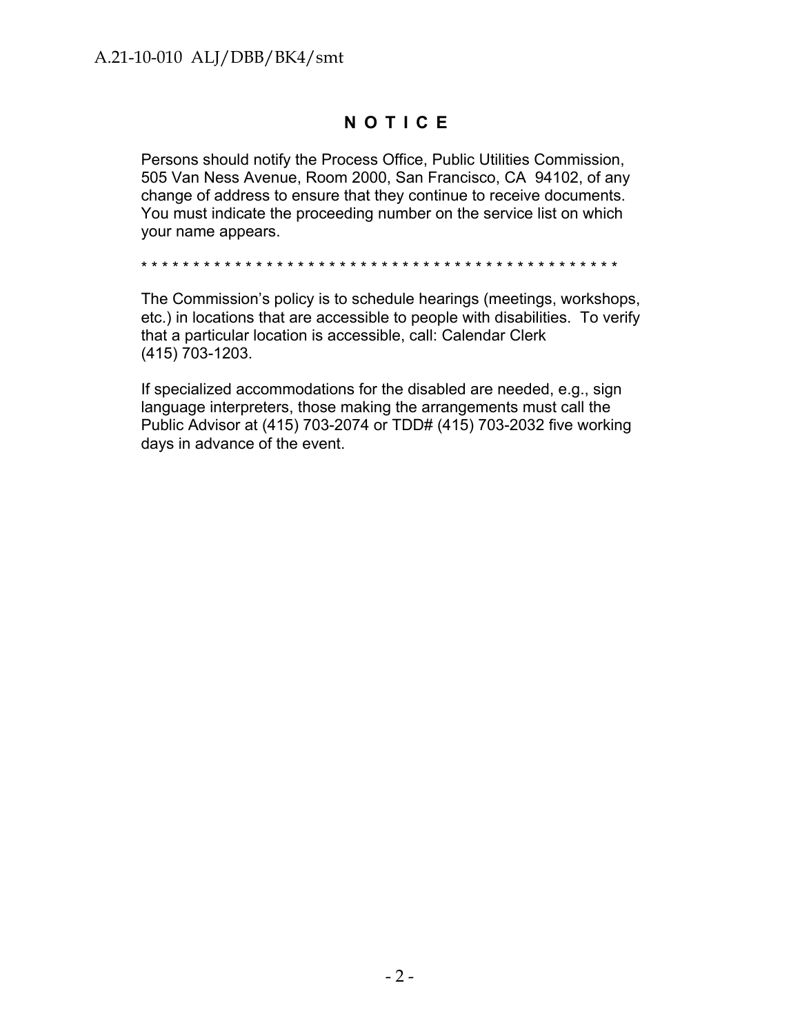# N O T I C E

Persons should notify the Process Office, Public Utilities Commission, 505 Van Ness Avenue, Room 2000, San Francisco, CA 94102, of any change of address to ensure that they continue to receive documents. You must indicate the proceeding number on the service list on which your name appears.

* * * * * * * * * * * * * * * * * * * * * * * * * * * * * * * * * * * * * * * * * * * * * * * * * *

The Commission's policy is to schedule hearings (meetings, workshops, etc.) in locations that are accessible to people with disabilities. To verify that a particular location is accessible, call: Calendar Clerk (415) 703-1203.

If specialized accommodations for the disabled are needed, e.g., sign language interpreters, those making the arrangements must call the Public Advisor at (415) 703-2074 or TDD# (415) 703-2032 five working days in advance of the event.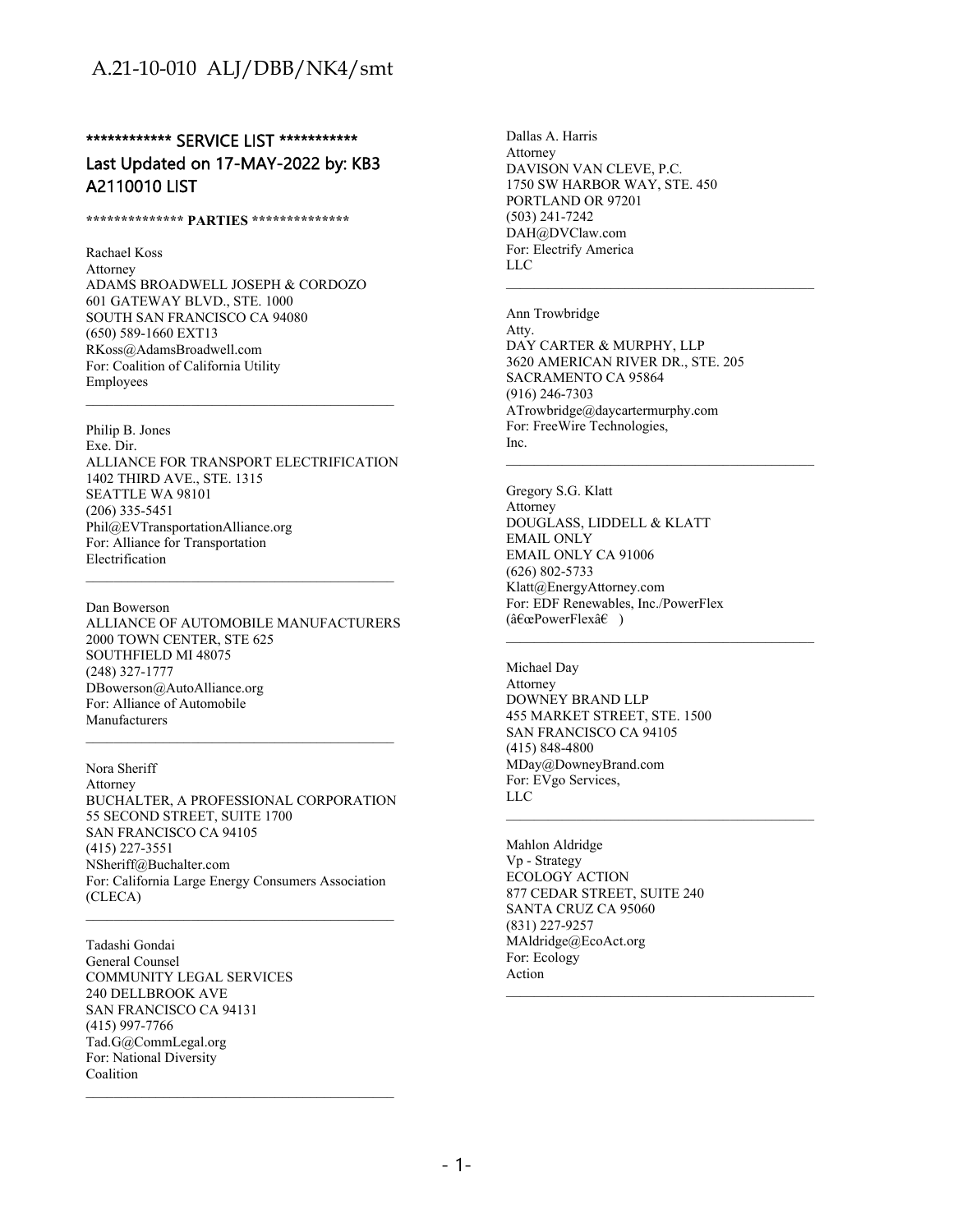**\*\*\*\*\*\*\*\*\*\*\*\* SERVICE LIST \*\*\*\*\*\*\*\*\*\*\***

**Last Updated on 17-MAY-2022 by: KB3**
**A2110010 LIST**

**\*\*\*\*\*\*\*\*\*\*\*\*\*\* PARTIES \*\*\*\*\*\*\*\*\*\*\*\*\*\***

Rachael Koss
Attorney
ADAMS BROADWELL JOSEPH & CORDOZO
601 GATEWAY BLVD., STE. 1000
SOUTH SAN FRANCISCO CA 94080
(650) 589-1660 EXT13
RKoss@AdamsBroadwell.com
For: Coalition of California Utility Employees

---

Philip B. Jones
Exe. Dir.
ALLIANCE FOR TRANSPORT ELECTRIFICATION
1402 THIRD AVE., STE. 1315
SEATTLE WA 98101
(206) 335-5451
Phil@EVTransportationAlliance.org
For: Alliance for Transportation Electrification

---

Dan Bowerson
ALLIANCE OF AUTOMOBILE MANUFACTURERS
2000 TOWN CENTER, STE 625
SOUTHFIELD MI 48075
(248) 327-1777
DBowerson@AutoAlliance.org
For: Alliance of Automobile Manufacturers

---

Nora Sheriff
Attorney
BUCHALTER, A PROFESSIONAL CORPORATION
55 SECOND STREET, SUITE 1700
SAN FRANCISCO CA 94105
(415) 227-3551
NSheriff@Buchalter.com
For: California Large Energy Consumers Association (CLECA)

---

Tadashi Gondai
General Counsel
COMMUNITY LEGAL SERVICES
240 DELLBROOK AVE
SAN FRANCISCO CA 94131
(415) 997-7766
Tad.G@CommLegal.org
For: National Diversity Coalition

---

Dallas A. Harris
Attorney
DAVISON VAN CLEVE, P.C.
1750 SW HARBOR WAY, STE. 450
PORTLAND OR 97201
(503) 241-7242
DAH@DVClaw.com
For: Electrify America LLC

---

Ann Trowbridge
Atty.
DAY CARTER & MURPHY, LLP
3620 AMERICAN RIVER DR., STE. 205
SACRAMENTO CA 95864
(916) 246-7303
ATrowbridge@daycartermurphy.com
For: FreeWire Technologies, Inc.

---

Gregory S.G. Klatt
Attorney
DOUGLASS, LIDDELL & KLATT
EMAIL ONLY
EMAIL ONLY CA 91006
(626) 802-5733
Klatt@EnergyAttorney.com
For: EDF Renewables, Inc./PowerFlex (â€œPowerFlexâ€ )

---

Michael Day
Attorney
DOWNEY BRAND LLP
455 MARKET STREET, STE. 1500
SAN FRANCISCO CA 94105
(415) 848-4800
MDay@DowneyBrand.com
For: EVgo Services, LLC

---

Mahlon Aldridge
Vp - Strategy
ECOLOGY ACTION
877 CEDAR STREET, SUITE 240
SANTA CRUZ CA 95060
(831) 227-9257
MAldridge@EcoAct.org
For: Ecology Action

---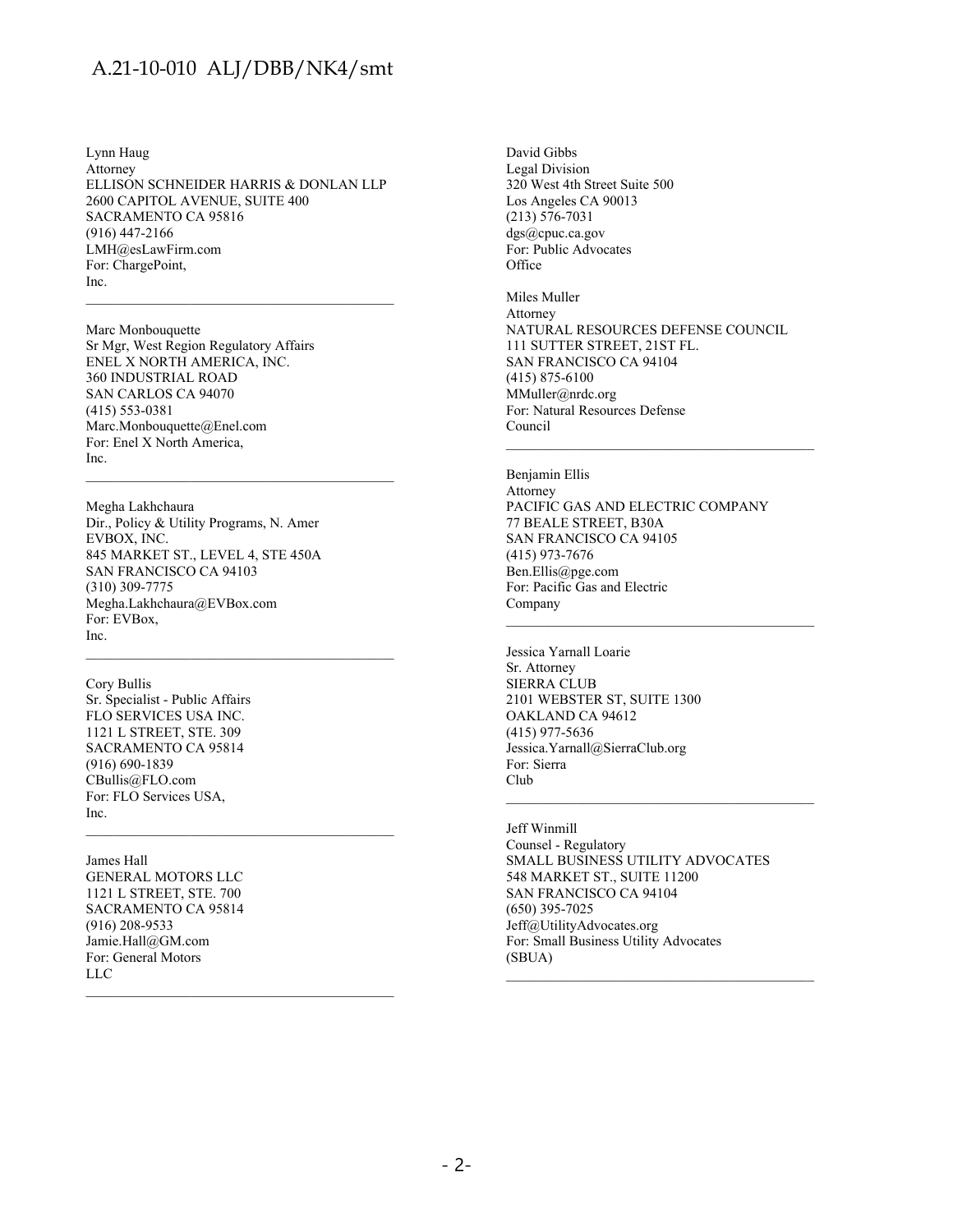Lynn Haug
Attorney
ELLISON SCHNEIDER HARRIS & DONLAN LLP
2600 CAPITOL AVENUE, SUITE 400
SACRAMENTO CA 95816
(916) 447-2166
LMH@esLawFirm.com
For: ChargePoint,
Inc.

---

Marc Monbouquette
Sr Mgr, West Region Regulatory Affairs
ENEL X NORTH AMERICA, INC.
360 INDUSTRIAL ROAD
SAN CARLOS CA 94070
(415) 553-0381
Marc.Monbouquette@Enel.com
For: Enel X North America,
Inc.

---

Megha Lakhchaura
Dir., Policy & Utility Programs, N. Amer
EVBOX, INC.
845 MARKET ST., LEVEL 4, STE 450A
SAN FRANCISCO CA 94103
(310) 309-7775
Megha.Lakhchaura@EVBox.com
For: EVBox,
Inc.

---

Cory Bullis
Sr. Specialist - Public Affairs
FLO SERVICES USA INC.
1121 L STREET, STE. 309
SACRAMENTO CA 95814
(916) 690-1839
CBullis@FLO.com
For: FLO Services USA,
Inc.

---

James Hall
GENERAL MOTORS LLC
1121 L STREET, STE. 700
SACRAMENTO CA 95814
(916) 208-9533
Jamie.Hall@GM.com
For: General Motors
LLC

---

David Gibbs
Legal Division
320 West 4th Street Suite 500
Los Angeles CA 90013
(213) 576-7031
dgs@cpuc.ca.gov
For: Public Advocates
Office

Miles Muller
Attorney
NATURAL RESOURCES DEFENSE COUNCIL
111 SUTTER STREET, 21ST FL.
SAN FRANCISCO CA 94104
(415) 875-6100
MMuller@nrdc.org
For: Natural Resources Defense
Council

---

Benjamin Ellis
Attorney
PACIFIC GAS AND ELECTRIC COMPANY
77 BEALE STREET, B30A
SAN FRANCISCO CA 94105
(415) 973-7676
Ben.Ellis@pge.com
For: Pacific Gas and Electric
Company

---

Jessica Yarnall Loarie
Sr. Attorney
SIERRA CLUB
2101 WEBSTER ST, SUITE 1300
OAKLAND CA 94612
(415) 977-5636
Jessica.Yarnall@SierraClub.org
For: Sierra
Club

---

Jeff Winmill
Counsel - Regulatory
SMALL BUSINESS UTILITY ADVOCATES
548 MARKET ST., SUITE 11200
SAN FRANCISCO CA 94104
(650) 395-7025
Jeff@UtilityAdvocates.org
For: Small Business Utility Advocates
(SBUA)

---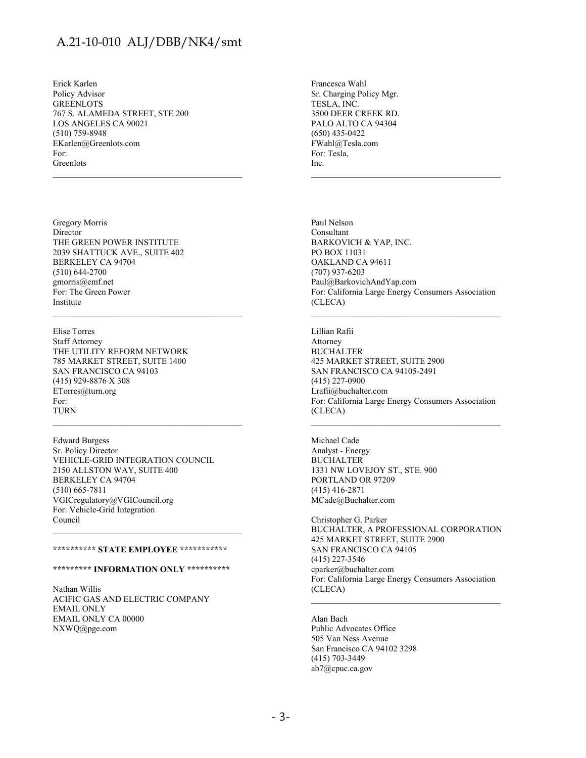Erick Karlen
Policy Advisor
GREENLOTS
767 S. ALAMEDA STREET, STE 200
LOS ANGELES CA 90021
(510) 759-8948
EKarlen@Greenlots.com
For:
Greenlots

---

Gregory Morris
Director
THE GREEN POWER INSTITUTE
2039 SHATTUCK AVE., SUITE 402
BERKELEY CA 94704
(510) 644-2700
gmorris@emf.net
For: The Green Power
Institute

---

Elise Torres
Staff Attorney
THE UTILITY REFORM NETWORK
785 MARKET STREET, SUITE 1400
SAN FRANCISCO CA 94103
(415) 929-8876 X 308
ETorres@turn.org
For:
TURN

---

Edward Burgess
Sr. Policy Director
VEHICLE-GRID INTEGRATION COUNCIL
2150 ALLSTON WAY, SUITE 400
BERKELEY CA 94704
(510) 665-7811
VGICregulatory@VGICouncil.org
For: Vehicle-Grid Integration
Council

---

**\*\*\*\*\*\*\*\*\*\* STATE EMPLOYEE \*\*\*\*\*\*\*\*\*\*\***

**\*\*\*\*\*\*\*\*\* INFORMATION ONLY \*\*\*\*\*\*\*\*\*\***

Nathan Willis
ACIFIC GAS AND ELECTRIC COMPANY
EMAIL ONLY
EMAIL ONLY CA 00000
NXWQ@pge.com

Francesca Wahl
Sr. Charging Policy Mgr.
TESLA, INC.
3500 DEER CREEK RD.
PALO ALTO CA 94304
(650) 435-0422
FWahl@Tesla.com
For: Tesla,
Inc.

---

Paul Nelson
Consultant
BARKOVICH & YAP, INC.
PO BOX 11031
OAKLAND CA 94611
(707) 937-6203
Paul@BarkovichAndYap.com
For: California Large Energy Consumers Association
(CLECA)

---

Lillian Rafii
Attorney
BUCHALTER
425 MARKET STREET, SUITE 2900
SAN FRANCISCO CA 94105-2491
(415) 227-0900
Lrafii@buchalter.com
For: California Large Energy Consumers Association
(CLECA)

---

Michael Cade
Analyst - Energy
BUCHALTER
1331 NW LOVEJOY ST., STE. 900
PORTLAND OR 97209
(415) 416-2871
MCade@Buchalter.com

Christopher G. Parker
BUCHALTER, A PROFESSIONAL CORPORATION
425 MARKET STREET, SUITE 2900
SAN FRANCISCO CA 94105
(415) 227-3546
cparker@buchalter.com
For: California Large Energy Consumers Association
(CLECA)

---

Alan Bach
Public Advocates Office
505 Van Ness Avenue
San Francisco CA 94102 3298
(415) 703-3449
ab7@cpuc.ca.gov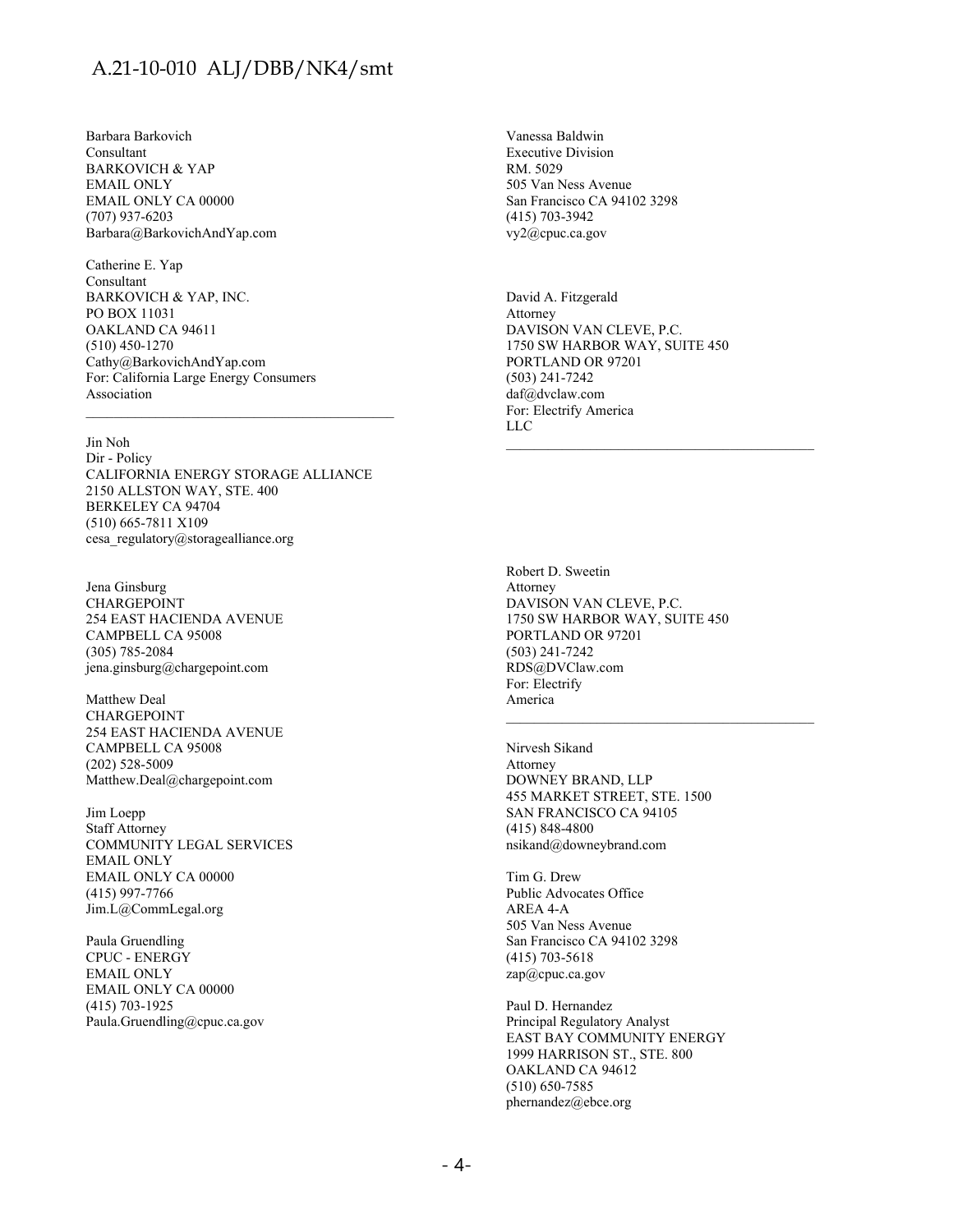Barbara Barkovich
Consultant
BARKOVICH & YAP
EMAIL ONLY
EMAIL ONLY CA 00000
(707) 937-6203
Barbara@BarkovichAndYap.com

Catherine E. Yap
Consultant
BARKOVICH & YAP, INC.
PO BOX 11031
OAKLAND CA 94611
(510) 450-1270
Cathy@BarkovichAndYap.com
For: California Large Energy Consumers Association

---

Jin Noh
Dir - Policy
CALIFORNIA ENERGY STORAGE ALLIANCE
2150 ALLSTON WAY, STE. 400
BERKELEY CA 94704
(510) 665-7811 X109
cesa_regulatory@storagealliance.org

Jena Ginsburg
CHARGEPOINT
254 EAST HACIENDA AVENUE
CAMPBELL CA 95008
(305) 785-2084
jena.ginsburg@chargepoint.com

Matthew Deal
CHARGEPOINT
254 EAST HACIENDA AVENUE
CAMPBELL CA 95008
(202) 528-5009
Matthew.Deal@chargepoint.com

Jim Loepp
Staff Attorney
COMMUNITY LEGAL SERVICES
EMAIL ONLY
EMAIL ONLY CA 00000
(415) 997-7766
Jim.L@CommLegal.org

Paula Gruendling
CPUC - ENERGY
EMAIL ONLY
EMAIL ONLY CA 00000
(415) 703-1925
Paula.Gruendling@cpuc.ca.gov

Vanessa Baldwin
Executive Division
RM. 5029
505 Van Ness Avenue
San Francisco CA 94102 3298
(415) 703-3942
vy2@cpuc.ca.gov

David A. Fitzgerald
Attorney
DAVISON VAN CLEVE, P.C.
1750 SW HARBOR WAY, SUITE 450
PORTLAND OR 97201
(503) 241-7242
daf@dvclaw.com
For: Electrify America LLC

---

Robert D. Sweetin
Attorney
DAVISON VAN CLEVE, P.C.
1750 SW HARBOR WAY, SUITE 450
PORTLAND OR 97201
(503) 241-7242
RDS@DVClaw.com
For: Electrify America

---

Nirvesh Sikand
Attorney
DOWNEY BRAND, LLP
455 MARKET STREET, STE. 1500
SAN FRANCISCO CA 94105
(415) 848-4800
nsikand@downeybrand.com

Tim G. Drew
Public Advocates Office
AREA 4-A
505 Van Ness Avenue
San Francisco CA 94102 3298
(415) 703-5618
zap@cpuc.ca.gov

Paul D. Hernandez
Principal Regulatory Analyst
EAST BAY COMMUNITY ENERGY
1999 HARRISON ST., STE. 800
OAKLAND CA 94612
(510) 650-7585
phernandez@ebce.org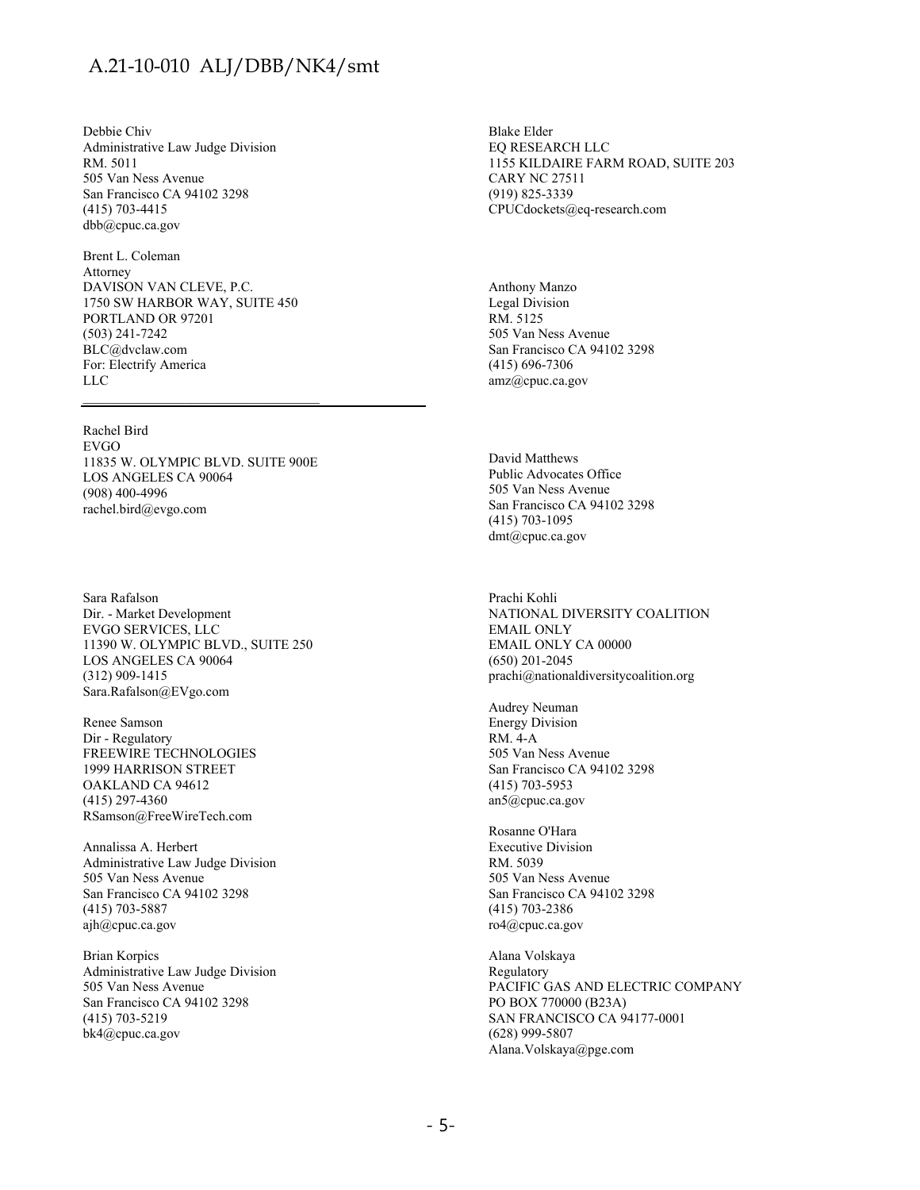Debbie Chiv
Administrative Law Judge Division
RM. 5011
505 Van Ness Avenue
San Francisco CA 94102 3298
(415) 703-4415
dbb@cpuc.ca.gov

Brent L. Coleman
Attorney
DAVISON VAN CLEVE, P.C.
1750 SW HARBOR WAY, SUITE 450
PORTLAND OR 97201
(503) 241-7242
BLC@dvclaw.com
For: Electrify America
LLC

---

Rachel Bird
EVGO
11835 W. OLYMPIC BLVD. SUITE 900E
LOS ANGELES CA 90064
(908) 400-4996
rachel.bird@evgo.com

Sara Rafalson
Dir. - Market Development
EVGO SERVICES, LLC
11390 W. OLYMPIC BLVD., SUITE 250
LOS ANGELES CA 90064
(312) 909-1415
Sara.Rafalson@EVgo.com

Renee Samson
Dir - Regulatory
FREEWIRE TECHNOLOGIES
1999 HARRISON STREET
OAKLAND CA 94612
(415) 297-4360
RSamson@FreeWireTech.com

Annalissa A. Herbert
Administrative Law Judge Division
505 Van Ness Avenue
San Francisco CA 94102 3298
(415) 703-5887
ajh@cpuc.ca.gov

Brian Korpics
Administrative Law Judge Division
505 Van Ness Avenue
San Francisco CA 94102 3298
(415) 703-5219
bk4@cpuc.ca.gov

Blake Elder
EQ RESEARCH LLC
1155 KILDAIRE FARM ROAD, SUITE 203
CARY NC 27511
(919) 825-3339
CPUCdockets@eq-research.com

Anthony Manzo
Legal Division
RM. 5125
505 Van Ness Avenue
San Francisco CA 94102 3298
(415) 696-7306
amz@cpuc.ca.gov

David Matthews
Public Advocates Office
505 Van Ness Avenue
San Francisco CA 94102 3298
(415) 703-1095
dmt@cpuc.ca.gov

Prachi Kohli
NATIONAL DIVERSITY COALITION
EMAIL ONLY
EMAIL ONLY CA 00000
(650) 201-2045
prachi@nationaldiversitycoalition.org

Audrey Neuman
Energy Division
RM. 4-A
505 Van Ness Avenue
San Francisco CA 94102 3298
(415) 703-5953
an5@cpuc.ca.gov

Rosanne O'Hara
Executive Division
RM. 5039
505 Van Ness Avenue
San Francisco CA 94102 3298
(415) 703-2386
ro4@cpuc.ca.gov

Alana Volskaya
Regulatory
PACIFIC GAS AND ELECTRIC COMPANY
PO BOX 770000 (B23A)
SAN FRANCISCO CA 94177-0001
(628) 999-5807
Alana.Volskaya@pge.com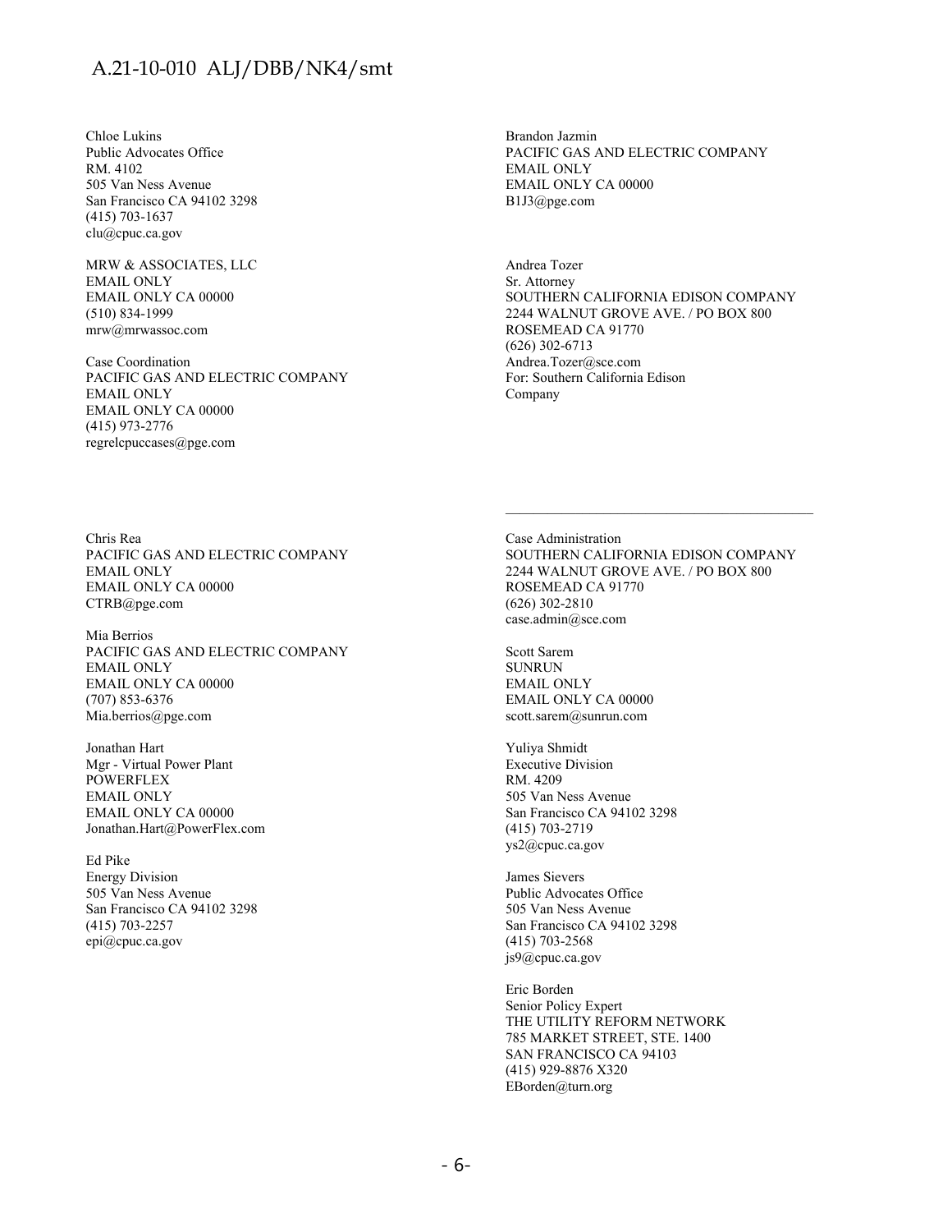Chloe Lukins
Public Advocates Office
RM. 4102
505 Van Ness Avenue
San Francisco CA 94102 3298
(415) 703-1637
clu@cpuc.ca.gov

MRW & ASSOCIATES, LLC
EMAIL ONLY
EMAIL ONLY CA 00000
(510) 834-1999
mrw@mrwassoc.com

Case Coordination
PACIFIC GAS AND ELECTRIC COMPANY
EMAIL ONLY
EMAIL ONLY CA 00000
(415) 973-2776
regrelcpuccases@pge.com

Brandon Jazmin
PACIFIC GAS AND ELECTRIC COMPANY
EMAIL ONLY
EMAIL ONLY CA 00000
B1J3@pge.com

Andrea Tozer
Sr. Attorney
SOUTHERN CALIFORNIA EDISON COMPANY
2244 WALNUT GROVE AVE. / PO BOX 800
ROSEMEAD CA 91770
(626) 302-6713
Andrea.Tozer@sce.com
For: Southern California Edison Company

---

Chris Rea
PACIFIC GAS AND ELECTRIC COMPANY
EMAIL ONLY
EMAIL ONLY CA 00000
CTRB@pge.com

Mia Berrios
PACIFIC GAS AND ELECTRIC COMPANY
EMAIL ONLY
EMAIL ONLY CA 00000
(707) 853-6376
Mia.berrios@pge.com

Jonathan Hart
Mgr - Virtual Power Plant
POWERFLEX
EMAIL ONLY
EMAIL ONLY CA 00000
Jonathan.Hart@PowerFlex.com

Ed Pike
Energy Division
505 Van Ness Avenue
San Francisco CA 94102 3298
(415) 703-2257
epi@cpuc.ca.gov

Case Administration
SOUTHERN CALIFORNIA EDISON COMPANY
2244 WALNUT GROVE AVE. / PO BOX 800
ROSEMEAD CA 91770
(626) 302-2810
case.admin@sce.com

Scott Sarem
SUNRUN
EMAIL ONLY
EMAIL ONLY CA 00000
scott.sarem@sunrun.com

Yuliya Shmidt
Executive Division
RM. 4209
505 Van Ness Avenue
San Francisco CA 94102 3298
(415) 703-2719
ys2@cpuc.ca.gov

James Sievers
Public Advocates Office
505 Van Ness Avenue
San Francisco CA 94102 3298
(415) 703-2568
js9@cpuc.ca.gov

Eric Borden
Senior Policy Expert
THE UTILITY REFORM NETWORK
785 MARKET STREET, STE. 1400
SAN FRANCISCO CA 94103
(415) 929-8876 X320
EBorden@turn.org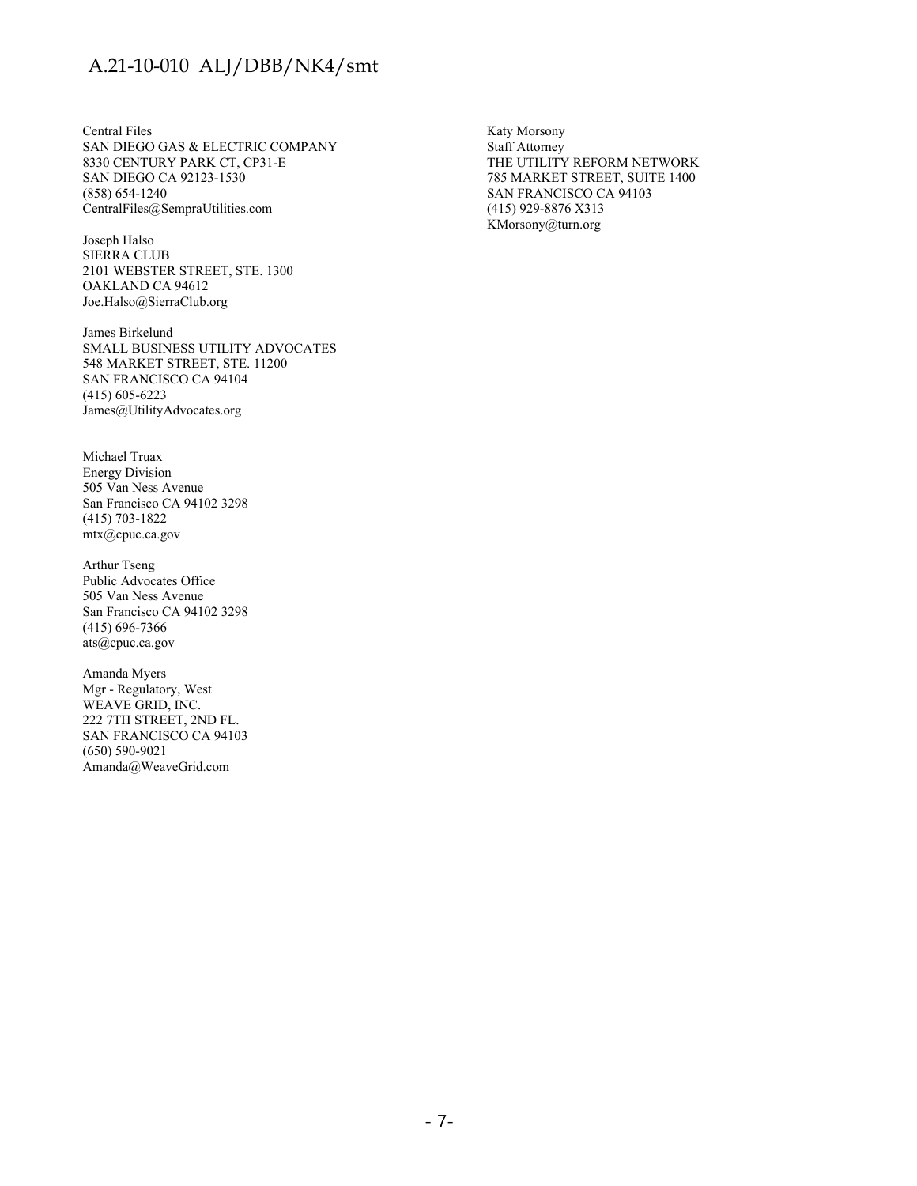Central Files
SAN DIEGO GAS & ELECTRIC COMPANY
8330 CENTURY PARK CT, CP31-E
SAN DIEGO CA 92123-1530
(858) 654-1240
CentralFiles@SempraUtilities.com

Joseph Halso
SIERRA CLUB
2101 WEBSTER STREET, STE. 1300
OAKLAND CA 94612
Joe.Halso@SierraClub.org

James Birkelund
SMALL BUSINESS UTILITY ADVOCATES
548 MARKET STREET, STE. 11200
SAN FRANCISCO CA 94104
(415) 605-6223
James@UtilityAdvocates.org

Michael Truax
Energy Division
505 Van Ness Avenue
San Francisco CA 94102 3298
(415) 703-1822
mtx@cpuc.ca.gov

Arthur Tseng
Public Advocates Office
505 Van Ness Avenue
San Francisco CA 94102 3298
(415) 696-7366
ats@cpuc.ca.gov

Amanda Myers
Mgr - Regulatory, West
WEAVE GRID, INC.
222 7TH STREET, 2ND FL.
SAN FRANCISCO CA 94103
(650) 590-9021
Amanda@WeaveGrid.com

Katy Morsony
Staff Attorney
THE UTILITY REFORM NETWORK
785 MARKET STREET, SUITE 1400
SAN FRANCISCO CA 94103
(415) 929-8876 X313
KMorsony@turn.org